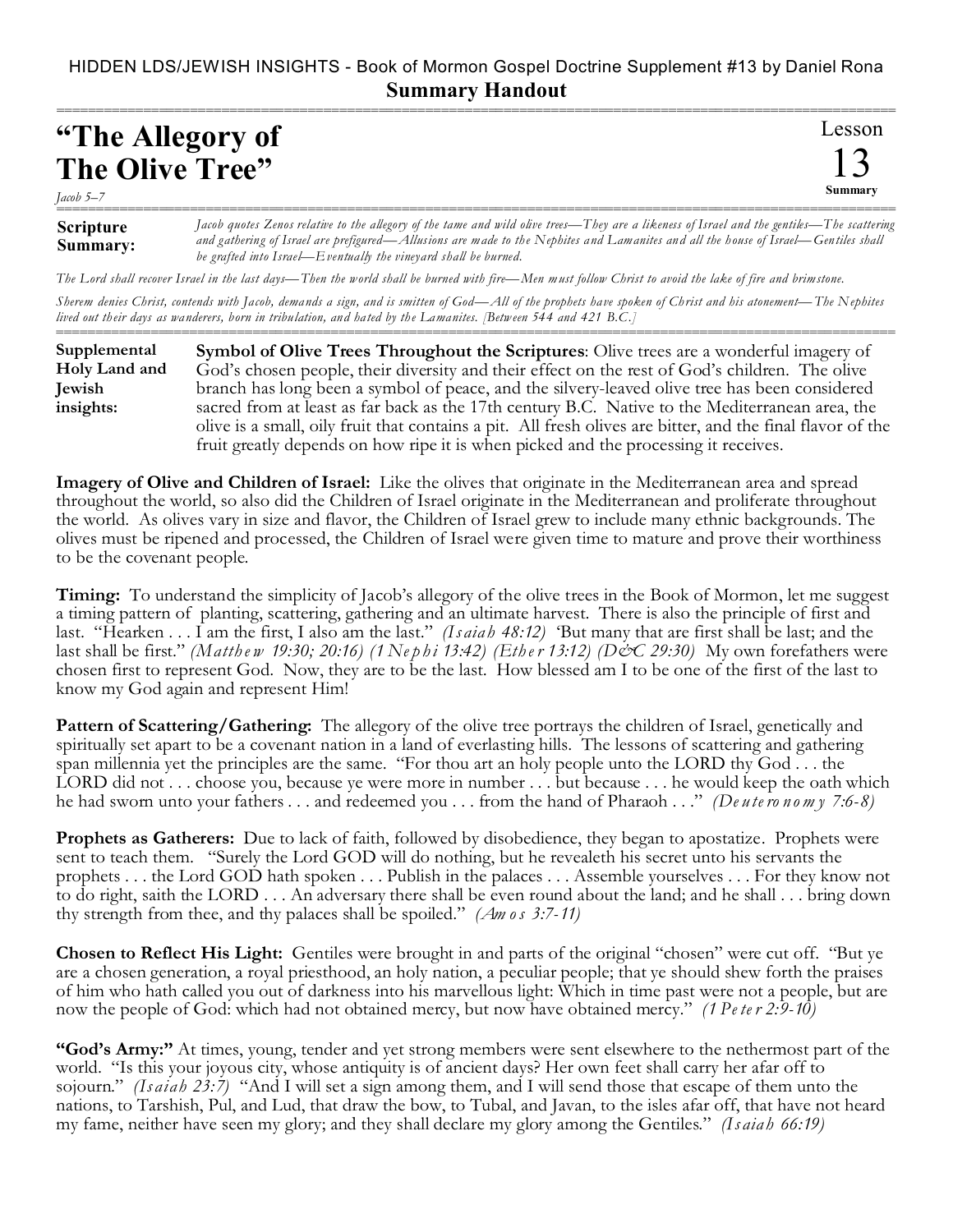HIDDEN LDS/JEWISH INSIGHTS - Book of Mormon Gospel Doctrine Supplement #13 by Daniel Rona

**Summary Handout**

# "The Allegory of The Olive Tree"

Lesson 13 Summary

*Jacob 5–7*

**Scripture Summary:** *Jacob quotes Zenos relative to the allegory of the tame and wild olive trees—They are a likeness of Israel and the gentiles—The scattering and gathering of Israel are prefigured—Allusions are made to the Nephites and Lamanites and all the house of Israel—Gentiles shall be grafted into Israel—Eventually the vineyard shall be burned.*

*The Lord shall recover Israel in the last days—Then the world shall be burned with fire—Men must follow Christ to avoid the lake of fire and brimstone.*

*Sherem denies Christ, contends with Jacob, demands a sign, and is smitten of God—All of the prophets have spoken of Christ and his atonement—The Nephites lived out their days as wanderers, born in tribulation, and hated by the Lamanites. [Between 544 and 421 B.C.]*

**Supplemental Holy Land and Jewish insights:**

**Symbol of Olive Trees Throughout the Scriptures**: Olive trees are a wonderful imagery of God's chosen people, their diversity and their effect on the rest of God's children. The olive branch has long been a symbol of peace, and the silvery-leaved olive tree has been considered sacred from at least as far back as the 17th century B.C. Native to the Mediterranean area, the olive is a small, oily fruit that contains a pit. All fresh olives are bitter, and the final flavor of the fruit greatly depends on how ripe it is when picked and the processing it receives.

**Imagery of Olive and Children of Israel:** Like the olives that originate in the Mediterranean area and spread throughout the world, so also did the Children of Israel originate in the Mediterranean and proliferate throughout the world. As olives vary in size and flavor, the Children of Israel grew to include many ethnic backgrounds. The olives must be ripened and processed, the Children of Israel were given time to mature and prove their worthiness to be the covenant people.

**Timing:** To understand the simplicity of Jacob's allegory of the olive trees in the Book of Mormon, let me suggest a timing pattern of planting, scattering, gathering and an ultimate harvest. There is also the principle of first and last. "Hearken . . . I am the first, I also am the last." *(Isaiah 48:12)* 'But many that are first shall be last; and the last shall be first." *(Matthew 19:30; 20:16) (1 Nephi 13:42) (Ether 13:12) (D&C 29:30)* My own forefathers were chosen first to represent God. Now, they are to be the last. How blessed am I to be one of the first of the last to know my God again and represent Him!

**Pattern of Scattering/Gathering:** The allegory of the olive tree portrays the children of Israel, genetically and spiritually set apart to be a covenant nation in a land of everlasting hills. The lessons of scattering and gathering span millennia yet the principles are the same. "For thou art an holy people unto the LORD thy God . . . the LORD did not . . . choose you, because ye were more in number . . . but because . . . he would keep the oath which he had sworn unto your fathers . . . and redeemed you . . . from the hand of Pharaoh . . ." *(Deuteronomy 7:6-8)*

**Prophets as Gatherers:** Due to lack of faith, followed by disobedience, they began to apostatize. Prophets were sent to teach them. "Surely the Lord GOD will do nothing, but he revealeth his secret unto his servants the prophets . . . the Lord GOD hath spoken . . . Publish in the palaces . . . Assemble yourselves . . . For they know not to do right, saith the LORD . . . An adversary there shall be even round about the land; and he shall . . . bring down thy strength from thee, and thy palaces shall be spoiled." *(Amos 3:7-11)*

**Chosen to Reflect His Light:** Gentiles were brought in and parts of the original "chosen" were cut off. "But ye are a chosen generation, a royal priesthood, an holy nation, a peculiar people; that ye should shew forth the praises of him who hath called you out of darkness into his marvellous light: Which in time past were not a people, but are now the people of God: which had not obtained mercy, but now have obtained mercy." *(1 Peter 2:9-10)*

**"God's Army:"** At times, young, tender and yet strong members were sent elsewhere to the nethermost part of the world. "Is this your joyous city, whose antiquity is of ancient days? Her own feet shall carry her afar off to sojourn." *(Isaiah 23:7)* "And I will set a sign among them, and I will send those that escape of them unto the nations, to Tarshish, Pul, and Lud, that draw the bow, to Tubal, and Javan, to the isles afar off, that have not heard my fame, neither have seen my glory; and they shall declare my glory among the Gentiles." *(Isaiah 66:19)*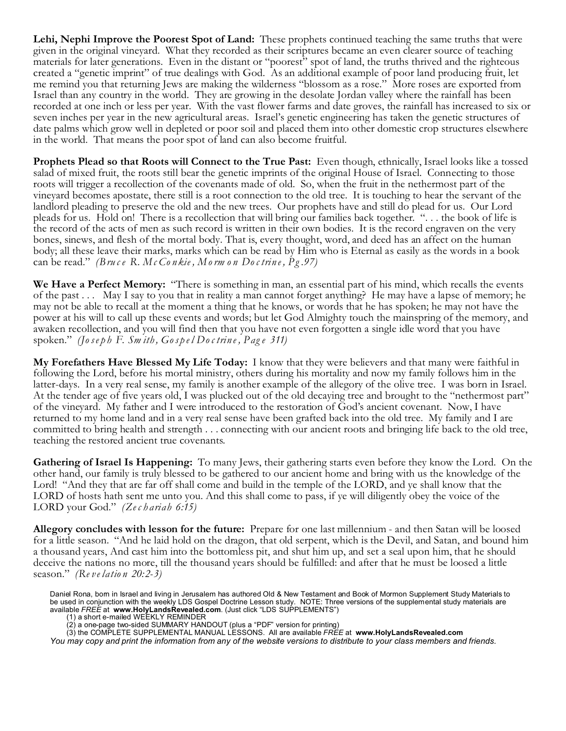**Lehi, Nephi Improve the Poorest Spot of Land:** These prophets continued teaching the same truths that were given in the original vineyard. What they recorded as their scriptures became an even clearer source of teaching materials for later generations. Even in the distant or "poorest" spot of land, the truths thrived and the righteous created a "genetic imprint" of true dealings with God. As an additional example of poor land producing fruit, let me remind you that returning Jews are making the wilderness "blossom as a rose." More roses are exported from Israel than any country in the world. They are growing in the desolate Jordan valley where the rainfall has been recorded at one inch or less per year. With the vast flower farms and date groves, the rainfall has increased to six or seven inches per year in the new agricultural areas. Israel's genetic engineering has taken the genetic structures of date palms which grow well in depleted or poor soil and placed them into other domestic crop structures elsewhere in the world. That means the poor spot of land can also become fruitful.

**Prophets Plead so that Roots will Connect to the True Past:** Even though, ethnically, Israel looks like a tossed salad of mixed fruit, the roots still bear the genetic imprints of the original House of Israel. Connecting to those roots will trigger a recollection of the covenants made of old. So, when the fruit in the nethermost part of the vineyard becomes apostate, there still is a root connection to the old tree. It is touching to hear the servant of the landlord pleading to preserve the old and the new trees. Our prophets have and still do plead for us. Our Lord pleads for us. Hold on! There is a recollection that will bring our families back together. ". . . the book of life is the record of the acts of men as such record is written in their own bodies. It is the record engraven on the very bones, sinews, and flesh of the mortal body. That is, every thought, word, and deed has an affect on the human body; all these leave their marks, marks which can be read by Him who is Eternal as easily as the words in a book can be read." *(Bruce R. McConkie, Mormon Doctrine, Pg.97)*

**We Have a Perfect Memory:** "There is something in man, an essential part of his mind, which recalls the events of the past . . . May I say to you that in reality a man cannot forget anything? He may have a lapse of memory; he may not be able to recall at the moment a thing that he knows, or words that he has spoken; he may not have the power at his will to call up these events and words; but let God Almighty touch the mainspring of the memory, and awaken recollection, and you will find then that you have not even forgotten a single idle word that you have spoken." *(Joseph F. Smith, Gospel Doctrine, Page 311)*

**My Forefathers Have Blessed My Life Today:** I know that they were believers and that many were faithful in following the Lord, before his mortal ministry, others during his mortality and now my family follows him in the latter-days. In a very real sense, my family is another example of the allegory of the olive tree. I was born in Israel. At the tender age of five years old, I was plucked out of the old decaying tree and brought to the "nethermost part" of the vineyard. My father and I were introduced to the restoration of God's ancient covenant. Now, I have returned to my home land and in a very real sense have been grafted back into the old tree. My family and I are committed to bring health and strength . . . connecting with our ancient roots and bringing life back to the old tree, teaching the restored ancient true covenants.

**Gathering of Israel Is Happening:** To many Jews, their gathering starts even before they know the Lord. On the other hand, our family is truly blessed to be gathered to our ancient home and bring with us the knowledge of the Lord! "And they that are far off shall come and build in the temple of the LORD, and ye shall know that the LORD of hosts hath sent me unto you. And this shall come to pass, if ye will diligently obey the voice of the LORD your God." *(Zechariah 6:15)*

**Allegory concludes with lesson for the future:** Prepare for one last millennium - and then Satan will be loosed for a little season. "And he laid hold on the dragon, that old serpent, which is the Devil, and Satan, and bound him a thousand years, And cast him into the bottomless pit, and shut him up, and set a seal upon him, that he should deceive the nations no more, till the thousand years should be fulfilled: and after that he must be loosed a little season." *(Revelation 20:2-3)*

Daniel Rona, born in Israel and living in Jerusalem has authored Old & New Testament and Book of Mormon Supplement Study Materials to be used in conjunction with the weekly LDS Gospel Doctrine Lesson study. NOTE: Three versions of the supplemental study materials are available *FREE* at **www.HolyLandsRevealed.com**. (Just click "LDS SUPPLEMENTS")

(1) a short e-mailed WEEKLY REMINDER
(2) a one-page two-sided SUMMARY HANDOUT (plus a "PDF" version for printing)
(3) the COMPLETE SUPPLEMENTAL MANUAL LESSONS. All are available *FREE* at **www.HolyLandsRevealed.com**

*You may copy and print the information from any of the website versions to distribute to your class members and friends.*